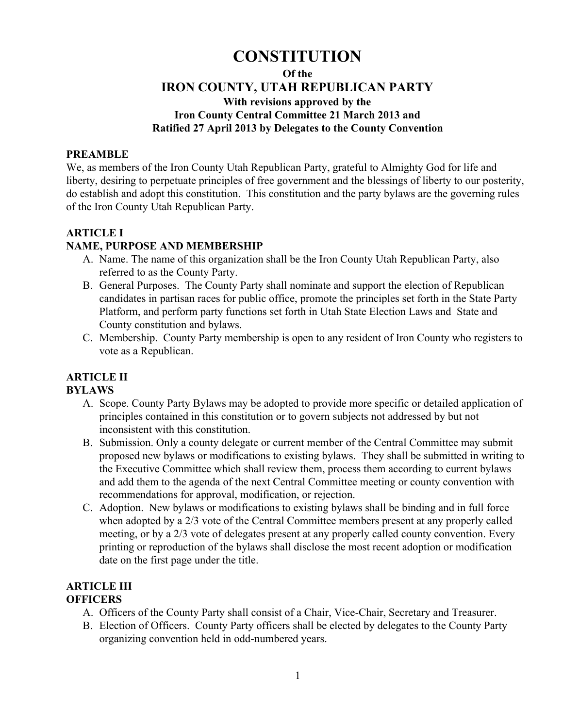# CONSTITUTION

**Of the**

## IRON COUNTY, UTAH REPUBLICAN PARTY

**With revisions approved by the**
**Iron County Central Committee 21 March 2013 and**
**Ratified 27 April 2013 by Delegates to the County Convention**

**PREAMBLE**

We, as members of the Iron County Utah Republican Party, grateful to Almighty God for life and liberty, desiring to perpetuate principles of free government and the blessings of liberty to our posterity, do establish and adopt this constitution. This constitution and the party bylaws are the governing rules of the Iron County Utah Republican Party.

**ARTICLE I**
**NAME, PURPOSE AND MEMBERSHIP**

A. Name. The name of this organization shall be the Iron County Utah Republican Party, also referred to as the County Party.
B. General Purposes. The County Party shall nominate and support the election of Republican candidates in partisan races for public office, promote the principles set forth in the State Party Platform, and perform party functions set forth in Utah State Election Laws and State and County constitution and bylaws.
C. Membership. County Party membership is open to any resident of Iron County who registers to vote as a Republican.

**ARTICLE II**
**BYLAWS**

A. Scope. County Party Bylaws may be adopted to provide more specific or detailed application of principles contained in this constitution or to govern subjects not addressed by but not inconsistent with this constitution.
B. Submission. Only a county delegate or current member of the Central Committee may submit proposed new bylaws or modifications to existing bylaws. They shall be submitted in writing to the Executive Committee which shall review them, process them according to current bylaws and add them to the agenda of the next Central Committee meeting or county convention with recommendations for approval, modification, or rejection.
C. Adoption. New bylaws or modifications to existing bylaws shall be binding and in full force when adopted by a 2/3 vote of the Central Committee members present at any properly called meeting, or by a 2/3 vote of delegates present at any properly called county convention. Every printing or reproduction of the bylaws shall disclose the most recent adoption or modification date on the first page under the title.

**ARTICLE III**
**OFFICERS**

A. Officers of the County Party shall consist of a Chair, Vice-Chair, Secretary and Treasurer.
B. Election of Officers. County Party officers shall be elected by delegates to the County Party organizing convention held in odd-numbered years.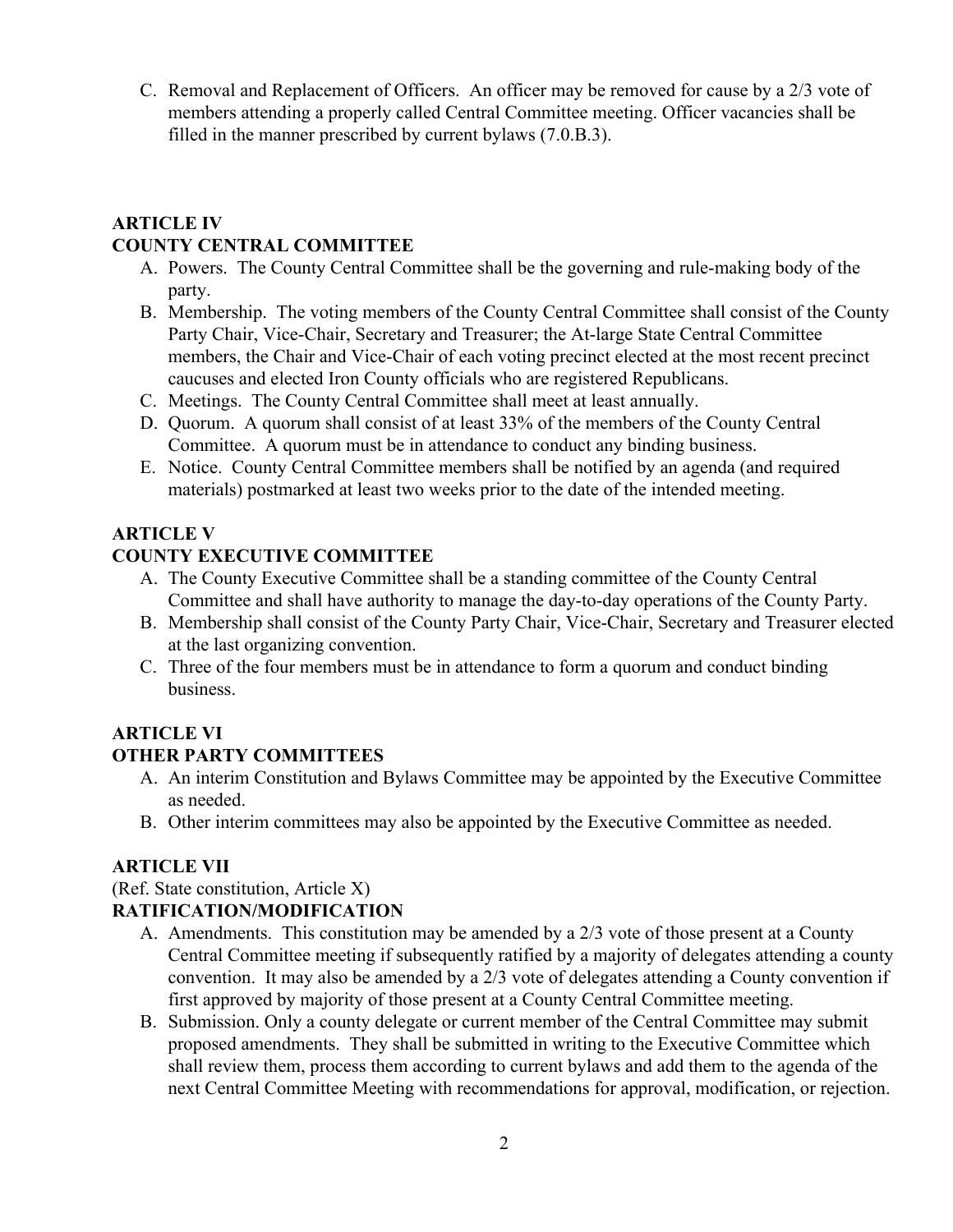C. Removal and Replacement of Officers. An officer may be removed for cause by a 2/3 vote of members attending a properly called Central Committee meeting. Officer vacancies shall be filled in the manner prescribed by current bylaws (7.0.B.3).

## ARTICLE IV
## COUNTY CENTRAL COMMITTEE

A. Powers. The County Central Committee shall be the governing and rule-making body of the party.
B. Membership. The voting members of the County Central Committee shall consist of the County Party Chair, Vice-Chair, Secretary and Treasurer; the At-large State Central Committee members, the Chair and Vice-Chair of each voting precinct elected at the most recent precinct caucuses and elected Iron County officials who are registered Republicans.
C. Meetings. The County Central Committee shall meet at least annually.
D. Quorum. A quorum shall consist of at least 33% of the members of the County Central Committee. A quorum must be in attendance to conduct any binding business.
E. Notice. County Central Committee members shall be notified by an agenda (and required materials) postmarked at least two weeks prior to the date of the intended meeting.

## ARTICLE V
## COUNTY EXECUTIVE COMMITTEE

A. The County Executive Committee shall be a standing committee of the County Central Committee and shall have authority to manage the day-to-day operations of the County Party.
B. Membership shall consist of the County Party Chair, Vice-Chair, Secretary and Treasurer elected at the last organizing convention.
C. Three of the four members must be in attendance to form a quorum and conduct binding business.

## ARTICLE VI
## OTHER PARTY COMMITTEES

A. An interim Constitution and Bylaws Committee may be appointed by the Executive Committee as needed.
B. Other interim committees may also be appointed by the Executive Committee as needed.

## ARTICLE VII
(Ref. State constitution, Article X)
## RATIFICATION/MODIFICATION

A. Amendments. This constitution may be amended by a 2/3 vote of those present at a County Central Committee meeting if subsequently ratified by a majority of delegates attending a county convention. It may also be amended by a 2/3 vote of delegates attending a County convention if first approved by majority of those present at a County Central Committee meeting.
B. Submission. Only a county delegate or current member of the Central Committee may submit proposed amendments. They shall be submitted in writing to the Executive Committee which shall review them, process them according to current bylaws and add them to the agenda of the next Central Committee Meeting with recommendations for approval, modification, or rejection.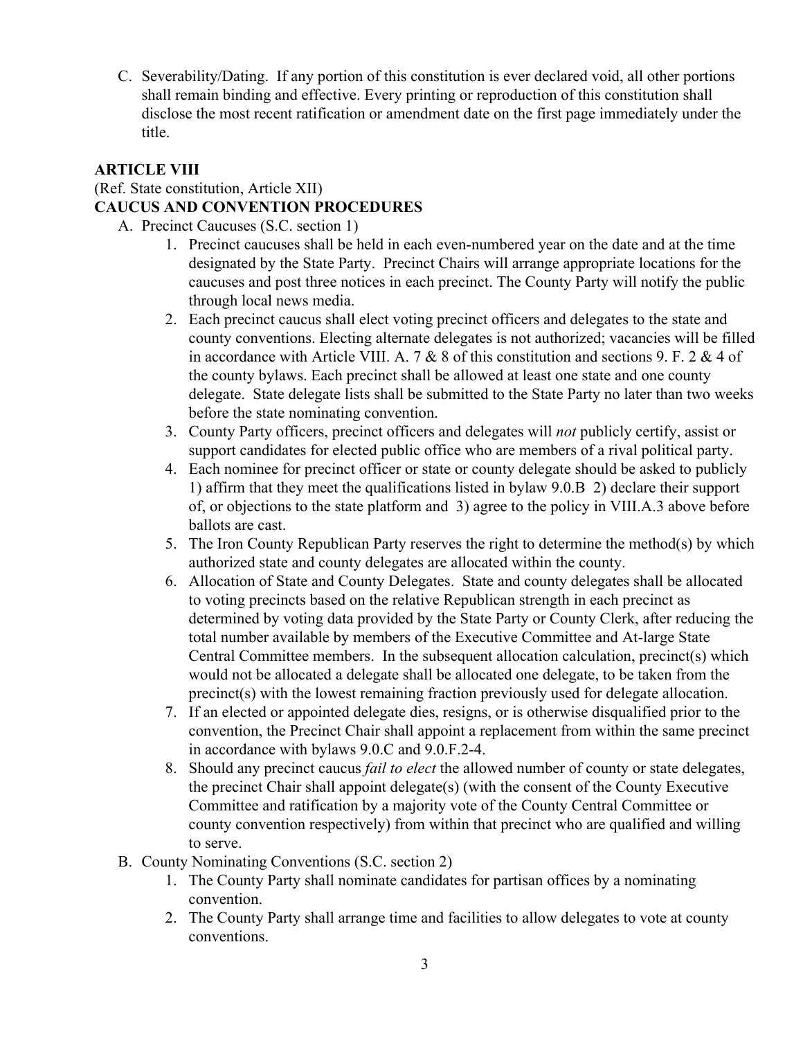C. Severability/Dating. If any portion of this constitution is ever declared void, all other portions shall remain binding and effective. Every printing or reproduction of this constitution shall disclose the most recent ratification or amendment date on the first page immediately under the title.

**ARTICLE VIII**
(Ref. State constitution, Article XII)
**CAUCUS AND CONVENTION PROCEDURES**

A. Precinct Caucuses (S.C. section 1)
   1. Precinct caucuses shall be held in each even-numbered year on the date and at the time designated by the State Party. Precinct Chairs will arrange appropriate locations for the caucuses and post three notices in each precinct. The County Party will notify the public through local news media.
   2. Each precinct caucus shall elect voting precinct officers and delegates to the state and county conventions. Electing alternate delegates is not authorized; vacancies will be filled in accordance with Article VIII. A. 7 & 8 of this constitution and sections 9. F. 2 & 4 of the county bylaws. Each precinct shall be allowed at least one state and one county delegate. State delegate lists shall be submitted to the State Party no later than two weeks before the state nominating convention.
   3. County Party officers, precinct officers and delegates will *not* publicly certify, assist or support candidates for elected public office who are members of a rival political party.
   4. Each nominee for precinct officer or state or county delegate should be asked to publicly 1) affirm that they meet the qualifications listed in bylaw 9.0.B 2) declare their support of, or objections to the state platform and 3) agree to the policy in VIII.A.3 above before ballots are cast.
   5. The Iron County Republican Party reserves the right to determine the method(s) by which authorized state and county delegates are allocated within the county.
   6. Allocation of State and County Delegates. State and county delegates shall be allocated to voting precincts based on the relative Republican strength in each precinct as determined by voting data provided by the State Party or County Clerk, after reducing the total number available by members of the Executive Committee and At-large State Central Committee members. In the subsequent allocation calculation, precinct(s) which would not be allocated a delegate shall be allocated one delegate, to be taken from the precinct(s) with the lowest remaining fraction previously used for delegate allocation.
   7. If an elected or appointed delegate dies, resigns, or is otherwise disqualified prior to the convention, the Precinct Chair shall appoint a replacement from within the same precinct in accordance with bylaws 9.0.C and 9.0.F.2-4.
   8. Should any precinct caucus *fail to elect* the allowed number of county or state delegates, the precinct Chair shall appoint delegate(s) (with the consent of the County Executive Committee and ratification by a majority vote of the County Central Committee or county convention respectively) from within that precinct who are qualified and willing to serve.

B. County Nominating Conventions (S.C. section 2)
   1. The County Party shall nominate candidates for partisan offices by a nominating convention.
   2. The County Party shall arrange time and facilities to allow delegates to vote at county conventions.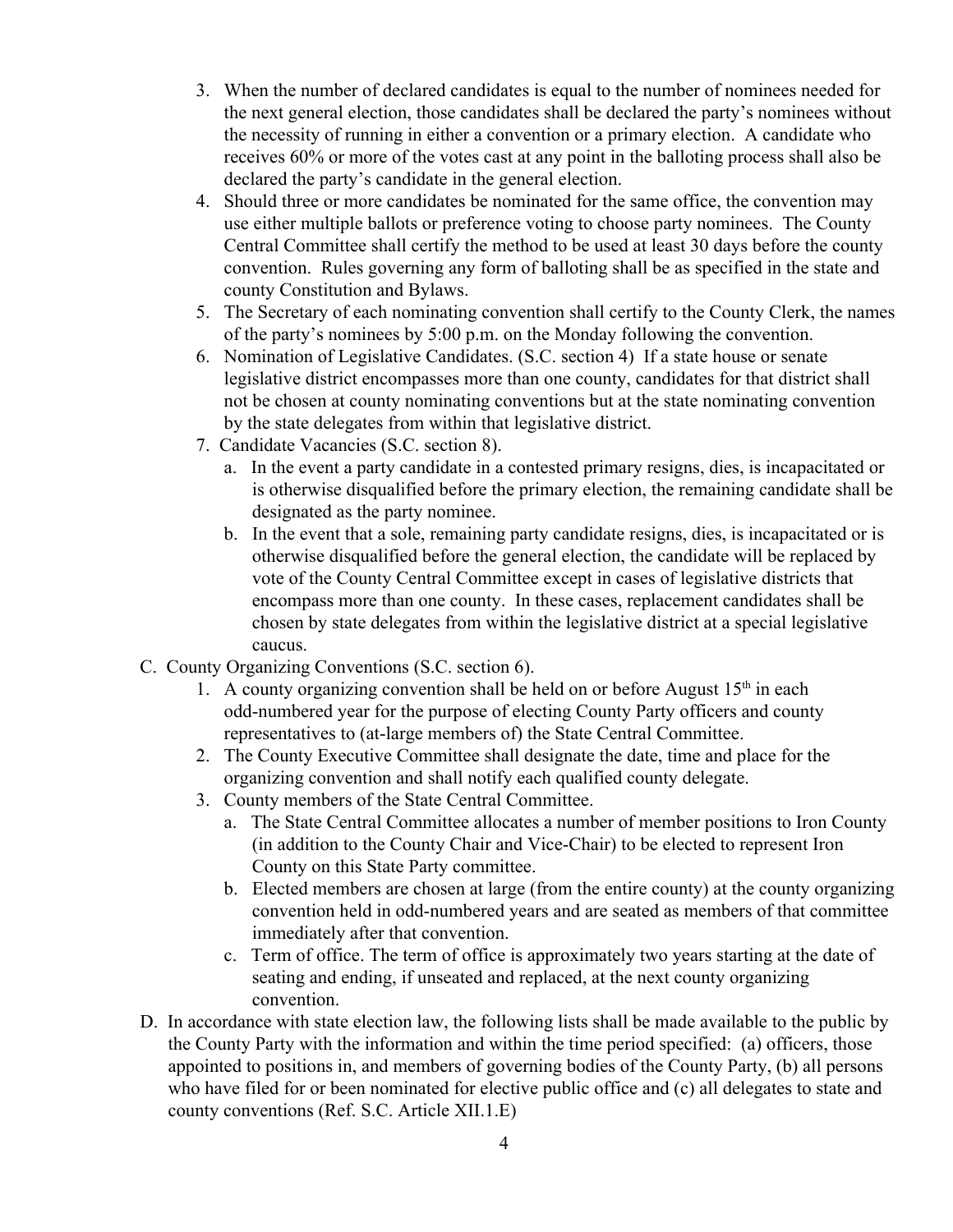3. When the number of declared candidates is equal to the number of nominees needed for the next general election, those candidates shall be declared the party's nominees without the necessity of running in either a convention or a primary election. A candidate who receives 60% or more of the votes cast at any point in the balloting process shall also be declared the party's candidate in the general election.
4. Should three or more candidates be nominated for the same office, the convention may use either multiple ballots or preference voting to choose party nominees. The County Central Committee shall certify the method to be used at least 30 days before the county convention. Rules governing any form of balloting shall be as specified in the state and county Constitution and Bylaws.
5. The Secretary of each nominating convention shall certify to the County Clerk, the names of the party's nominees by 5:00 p.m. on the Monday following the convention.
6. Nomination of Legislative Candidates. (S.C. section 4) If a state house or senate legislative district encompasses more than one county, candidates for that district shall not be chosen at county nominating conventions but at the state nominating convention by the state delegates from within that legislative district.
7. Candidate Vacancies (S.C. section 8).
   a. In the event a party candidate in a contested primary resigns, dies, is incapacitated or is otherwise disqualified before the primary election, the remaining candidate shall be designated as the party nominee.
   b. In the event that a sole, remaining party candidate resigns, dies, is incapacitated or is otherwise disqualified before the general election, the candidate will be replaced by vote of the County Central Committee except in cases of legislative districts that encompass more than one county. In these cases, replacement candidates shall be chosen by state delegates from within the legislative district at a special legislative caucus.

C. County Organizing Conventions (S.C. section 6).
1. A county organizing convention shall be held on or before August 15th in each odd-numbered year for the purpose of electing County Party officers and county representatives to (at-large members of) the State Central Committee.
2. The County Executive Committee shall designate the date, time and place for the organizing convention and shall notify each qualified county delegate.
3. County members of the State Central Committee.
   a. The State Central Committee allocates a number of member positions to Iron County (in addition to the County Chair and Vice-Chair) to be elected to represent Iron County on this State Party committee.
   b. Elected members are chosen at large (from the entire county) at the county organizing convention held in odd-numbered years and are seated as members of that committee immediately after that convention.
   c. Term of office. The term of office is approximately two years starting at the date of seating and ending, if unseated and replaced, at the next county organizing convention.

D. In accordance with state election law, the following lists shall be made available to the public by the County Party with the information and within the time period specified: (a) officers, those appointed to positions in, and members of governing bodies of the County Party, (b) all persons who have filed for or been nominated for elective public office and (c) all delegates to state and county conventions (Ref. S.C. Article XII.1.E)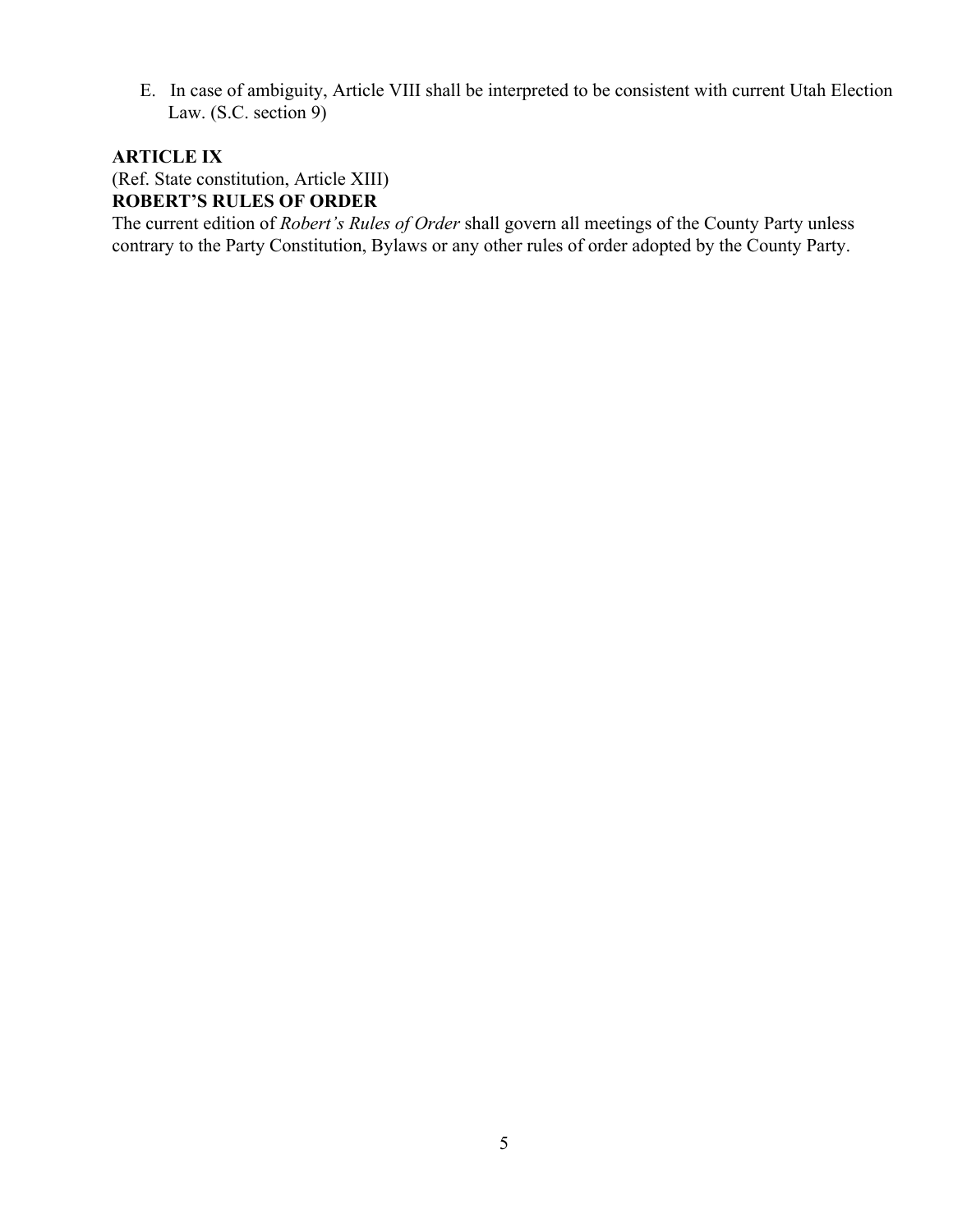E. In case of ambiguity, Article VIII shall be interpreted to be consistent with current Utah Election Law. (S.C. section 9)

**ARTICLE IX**
(Ref. State constitution, Article XIII)
**ROBERT'S RULES OF ORDER**

The current edition of *Robert's Rules of Order* shall govern all meetings of the County Party unless contrary to the Party Constitution, Bylaws or any other rules of order adopted by the County Party.